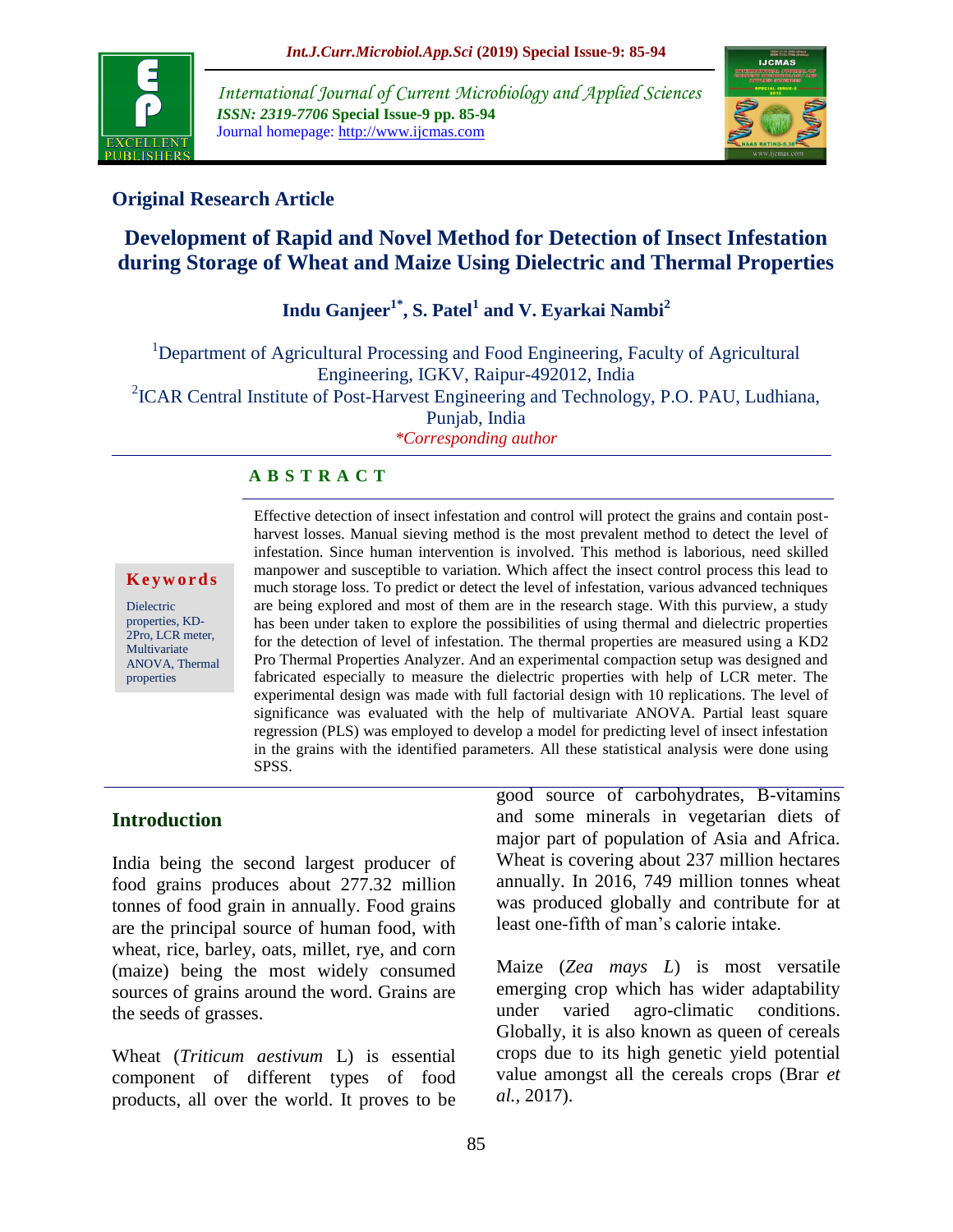**Original Research Article**

# Development of Rapid and Novel Method for Detection of Insect Infestation during Storage of Wheat and Maize Using Dielectric and Thermal Properties

**Indu Ganjeer[1*], S. Patel[1] and V. Eyarkai Nambi[2]**

[1]Department of Agricultural Processing and Food Engineering, Faculty of Agricultural Engineering, IGKV, Raipur-492012, India
[2]ICAR Central Institute of Post-Harvest Engineering and Technology, P.O. PAU, Ludhiana, Punjab, India

*\*Corresponding author*

**A B S T R A C T**

**Keywords**

Dielectric properties, KD-2Pro, LCR meter, Multivariate ANOVA, Thermal properties

Effective detection of insect infestation and control will protect the grains and contain post-harvest losses. Manual sieving method is the most prevalent method to detect the level of infestation. Since human intervention is involved. This method is laborious, need skilled manpower and susceptible to variation. Which affect the insect control process this lead to much storage loss. To predict or detect the level of infestation, various advanced techniques are being explored and most of them are in the research stage. With this purview, a study has been under taken to explore the possibilities of using thermal and dielectric properties for the detection of level of infestation. The thermal properties are measured using a KD2 Pro Thermal Properties Analyzer. And an experimental compaction setup was designed and fabricated especially to measure the dielectric properties with help of LCR meter. The experimental design was made with full factorial design with 10 replications. The level of significance was evaluated with the help of multivariate ANOVA. Partial least square regression (PLS) was employed to develop a model for predicting level of insect infestation in the grains with the identified parameters. All these statistical analysis were done using SPSS.

## Introduction

India being the second largest producer of food grains produces about 277.32 million tonnes of food grain in annually. Food grains are the principal source of human food, with wheat, rice, barley, oats, millet, rye, and corn (maize) being the most widely consumed sources of grains around the word. Grains are the seeds of grasses.

Wheat (*Triticum aestivum* L) is essential component of different types of food products, all over the world. It proves to be good source of carbohydrates, B-vitamins and some minerals in vegetarian diets of major part of population of Asia and Africa. Wheat is covering about 237 million hectares annually. In 2016, 749 million tonnes wheat was produced globally and contribute for at least one-fifth of man's calorie intake.

Maize (*Zea mays L*) is most versatile emerging crop which has wider adaptability under varied agro-climatic conditions. Globally, it is also known as queen of cereals crops due to its high genetic yield potential value amongst all the cereals crops (Brar *et al.,* 2017).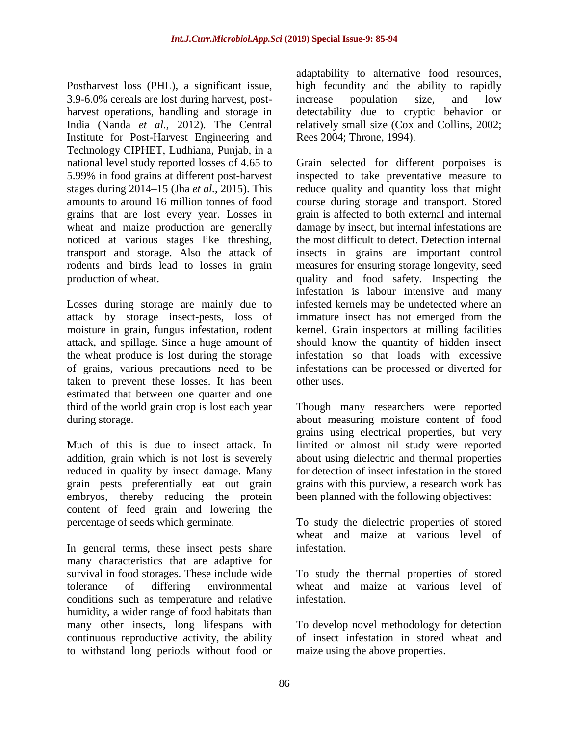Postharvest loss (PHL), a significant issue, 3.9-6.0% cereals are lost during harvest, post-harvest operations, handling and storage in India (Nanda *et al.,* 2012). The Central Institute for Post-Harvest Engineering and Technology CIPHET, Ludhiana, Punjab, in a national level study reported losses of 4.65 to 5.99% in food grains at different post-harvest stages during 2014–15 (Jha *et al.,* 2015). This amounts to around 16 million tonnes of food grains that are lost every year. Losses in wheat and maize production are generally noticed at various stages like threshing, transport and storage. Also the attack of rodents and birds lead to losses in grain production of wheat.

Losses during storage are mainly due to attack by storage insect-pests, loss of moisture in grain, fungus infestation, rodent attack, and spillage. Since a huge amount of the wheat produce is lost during the storage of grains, various precautions need to be taken to prevent these losses. It has been estimated that between one quarter and one third of the world grain crop is lost each year during storage.

Much of this is due to insect attack. In addition, grain which is not lost is severely reduced in quality by insect damage. Many grain pests preferentially eat out grain embryos, thereby reducing the protein content of feed grain and lowering the percentage of seeds which germinate.

In general terms, these insect pests share many characteristics that are adaptive for survival in food storages. These include wide tolerance of differing environmental conditions such as temperature and relative humidity, a wider range of food habitats than many other insects, long lifespans with continuous reproductive activity, the ability to withstand long periods without food or adaptability to alternative food resources, high fecundity and the ability to rapidly increase population size, and low detectability due to cryptic behavior or relatively small size (Cox and Collins, 2002; Rees 2004; Throne, 1994).

Grain selected for different porpoises is inspected to take preventative measure to reduce quality and quantity loss that might course during storage and transport. Stored grain is affected to both external and internal damage by insect, but internal infestations are the most difficult to detect. Detection internal insects in grains are important control measures for ensuring storage longevity, seed quality and food safety. Inspecting the infestation is labour intensive and many infested kernels may be undetected where an immature insect has not emerged from the kernel. Grain inspectors at milling facilities should know the quantity of hidden insect infestation so that loads with excessive infestations can be processed or diverted for other uses.

Though many researchers were reported about measuring moisture content of food grains using electrical properties, but very limited or almost nil study were reported about using dielectric and thermal properties for detection of insect infestation in the stored grains with this purview, a research work has been planned with the following objectives:

To study the dielectric properties of stored wheat and maize at various level of infestation.

To study the thermal properties of stored wheat and maize at various level of infestation.

To develop novel methodology for detection of insect infestation in stored wheat and maize using the above properties.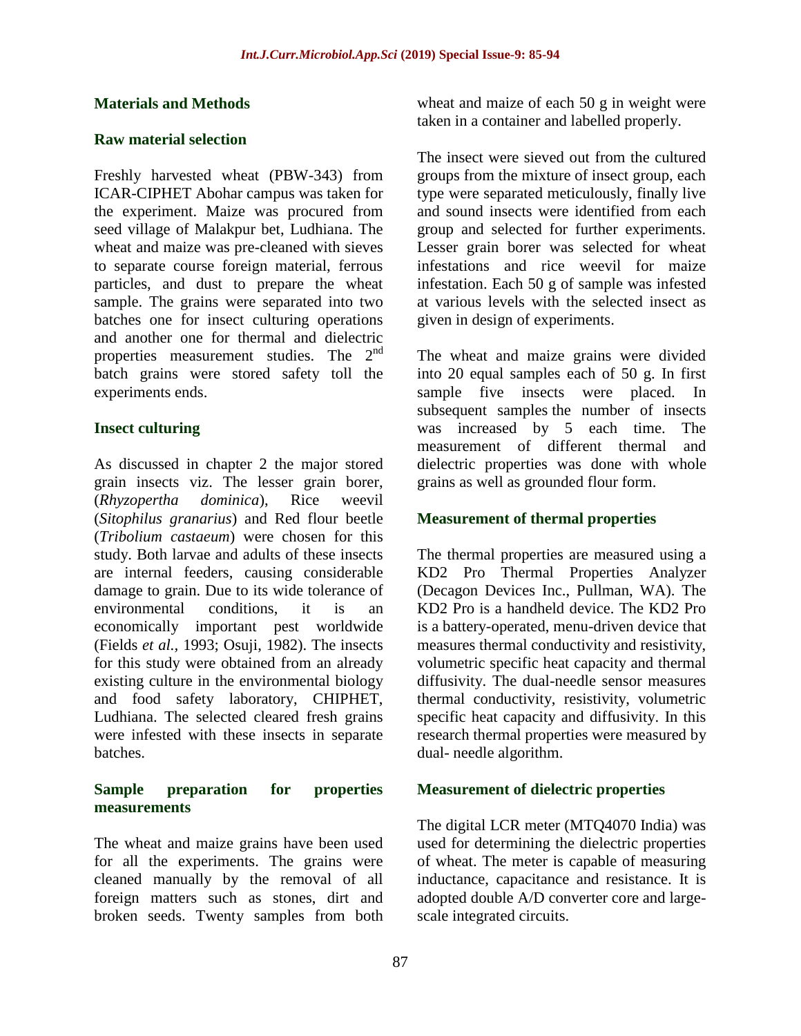## Materials and Methods

### Raw material selection

Freshly harvested wheat (PBW-343) from ICAR-CIPHET Abohar campus was taken for the experiment. Maize was procured from seed village of Malakpur bet, Ludhiana. The wheat and maize was pre-cleaned with sieves to separate course foreign material, ferrous particles, and dust to prepare the wheat sample. The grains were separated into two batches one for insect culturing operations and another one for thermal and dielectric properties measurement studies. The 2nd batch grains were stored safety toll the experiments ends.

### Insect culturing

As discussed in chapter 2 the major stored grain insects viz. The lesser grain borer, (*Rhyzopertha dominica*), Rice weevil (*Sitophilus granarius*) and Red flour beetle (*Tribolium castaeum*) were chosen for this study. Both larvae and adults of these insects are internal feeders, causing considerable damage to grain. Due to its wide tolerance of environmental conditions, it is an economically important pest worldwide (Fields *et al.*, 1993; Osuji, 1982). The insects for this study were obtained from an already existing culture in the environmental biology and food safety laboratory, CHIPHET, Ludhiana. The selected cleared fresh grains were infested with these insects in separate batches.

### Sample preparation for properties measurements

The wheat and maize grains have been used for all the experiments. The grains were cleaned manually by the removal of all foreign matters such as stones, dirt and broken seeds. Twenty samples from both wheat and maize of each 50 g in weight were taken in a container and labelled properly.

The insect were sieved out from the cultured groups from the mixture of insect group, each type were separated meticulously, finally live and sound insects were identified from each group and selected for further experiments. Lesser grain borer was selected for wheat infestations and rice weevil for maize infestation. Each 50 g of sample was infested at various levels with the selected insect as given in design of experiments.

The wheat and maize grains were divided into 20 equal samples each of 50 g. In first sample five insects were placed. In subsequent samples the number of insects was increased by 5 each time. The measurement of different thermal and dielectric properties was done with whole grains as well as grounded flour form.

### Measurement of thermal properties

The thermal properties are measured using a KD2 Pro Thermal Properties Analyzer (Decagon Devices Inc., Pullman, WA). The KD2 Pro is a handheld device. The KD2 Pro is a battery-operated, menu-driven device that measures thermal conductivity and resistivity, volumetric specific heat capacity and thermal diffusivity. The dual-needle sensor measures thermal conductivity, resistivity, volumetric specific heat capacity and diffusivity. In this research thermal properties were measured by dual- needle algorithm.

### Measurement of dielectric properties

The digital LCR meter (MTQ4070 India) was used for determining the dielectric properties of wheat. The meter is capable of measuring inductance, capacitance and resistance. It is adopted double A/D converter core and large-scale integrated circuits.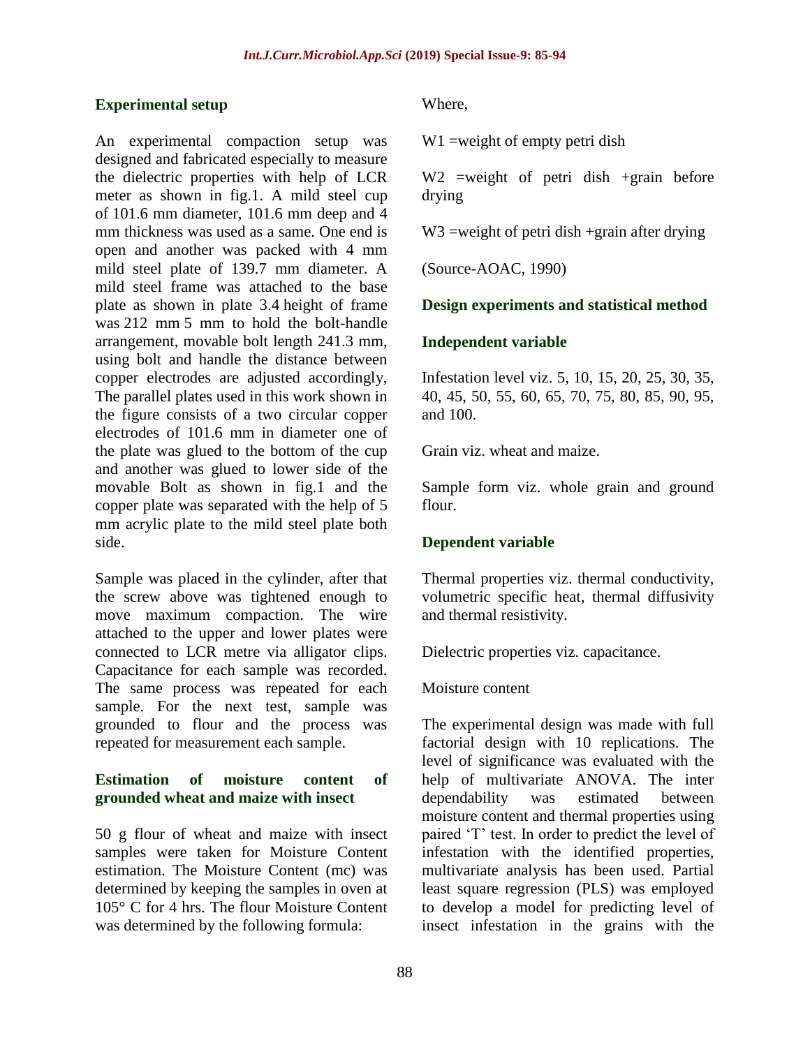## Experimental setup

An experimental compaction setup was designed and fabricated especially to measure the dielectric properties with help of LCR meter as shown in fig.1. A mild steel cup of 101.6 mm diameter, 101.6 mm deep and 4 mm thickness was used as a same. One end is open and another was packed with 4 mm mild steel plate of 139.7 mm diameter. A mild steel frame was attached to the base plate as shown in plate 3.4 height of frame was 212 mm 5 mm to hold the bolt-handle arrangement, movable bolt length 241.3 mm, using bolt and handle the distance between copper electrodes are adjusted accordingly, The parallel plates used in this work shown in the figure consists of a two circular copper electrodes of 101.6 mm in diameter one of the plate was glued to the bottom of the cup and another was glued to lower side of the movable Bolt as shown in fig.1 and the copper plate was separated with the help of 5 mm acrylic plate to the mild steel plate both side.

Sample was placed in the cylinder, after that the screw above was tightened enough to move maximum compaction. The wire attached to the upper and lower plates were connected to LCR metre via alligator clips. Capacitance for each sample was recorded. The same process was repeated for each sample. For the next test, sample was grounded to flour and the process was repeated for measurement each sample.

## Estimation of moisture content of grounded wheat and maize with insect

50 g flour of wheat and maize with insect samples were taken for Moisture Content estimation. The Moisture Content (mc) was determined by keeping the samples in oven at 105° C for 4 hrs. The flour Moisture Content was determined by the following formula:

Where,

W1 =weight of empty petri dish

W2 =weight of petri dish +grain before drying

W3 =weight of petri dish +grain after drying

(Source-AOAC, 1990)

## Design experiments and statistical method

### Independent variable

Infestation level viz. 5, 10, 15, 20, 25, 30, 35, 40, 45, 50, 55, 60, 65, 70, 75, 80, 85, 90, 95, and 100.

Grain viz. wheat and maize.

Sample form viz. whole grain and ground flour.

### Dependent variable

Thermal properties viz. thermal conductivity, volumetric specific heat, thermal diffusivity and thermal resistivity.

Dielectric properties viz. capacitance.

Moisture content

The experimental design was made with full factorial design with 10 replications. The level of significance was evaluated with the help of multivariate ANOVA. The inter dependability was estimated between moisture content and thermal properties using paired 'T' test. In order to predict the level of infestation with the identified properties, multivariate analysis has been used. Partial least square regression (PLS) was employed to develop a model for predicting level of insect infestation in the grains with the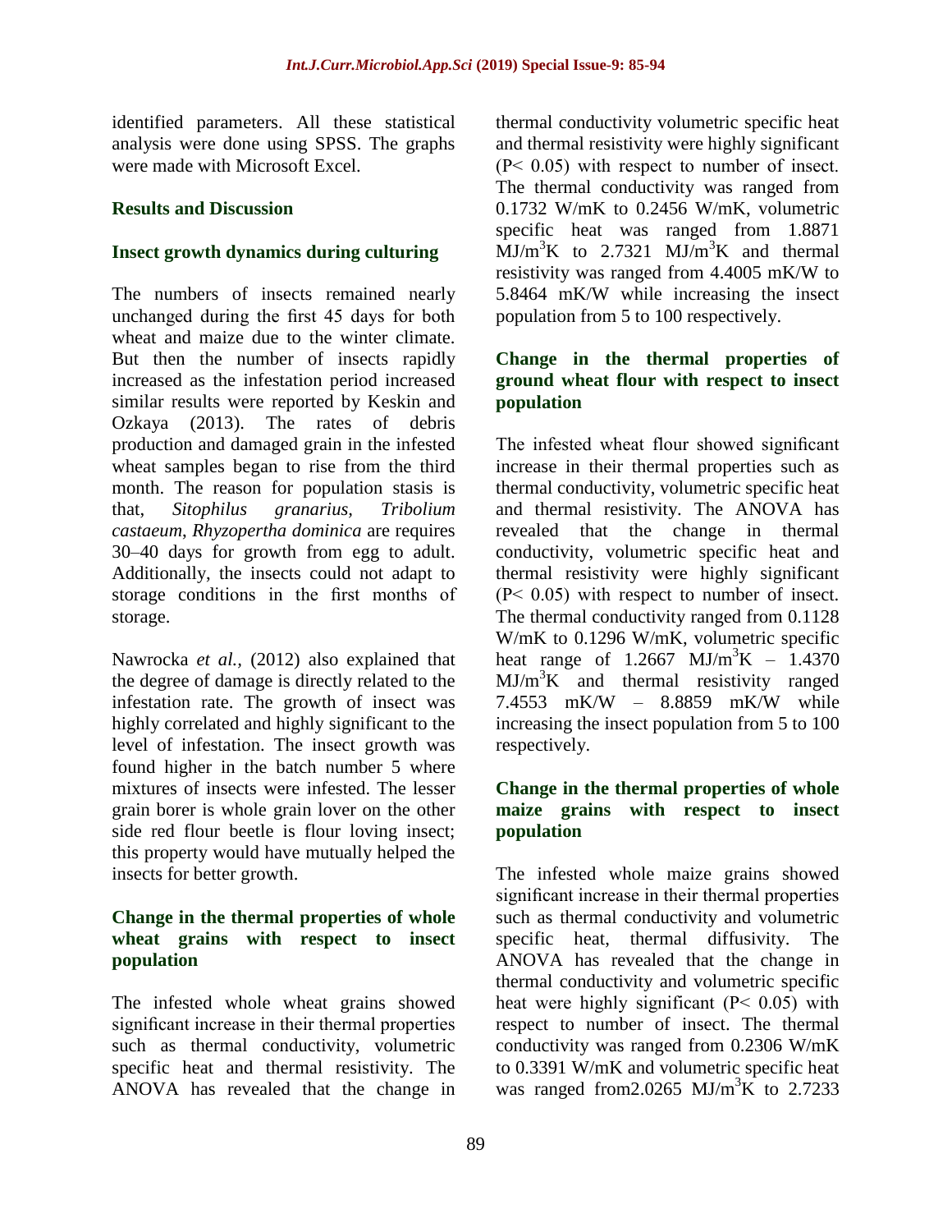identified parameters. All these statistical analysis were done using SPSS. The graphs were made with Microsoft Excel.

## Results and Discussion

### Insect growth dynamics during culturing

The numbers of insects remained nearly unchanged during the first 45 days for both wheat and maize due to the winter climate. But then the number of insects rapidly increased as the infestation period increased similar results were reported by Keskin and Ozkaya (2013). The rates of debris production and damaged grain in the infested wheat samples began to rise from the third month. The reason for population stasis is that, *Sitophilus granarius, Tribolium castaeum, Rhyzopertha dominica* are requires 30–40 days for growth from egg to adult. Additionally, the insects could not adapt to storage conditions in the first months of storage.

Nawrocka *et al.,* (2012) also explained that the degree of damage is directly related to the infestation rate. The growth of insect was highly correlated and highly significant to the level of infestation. The insect growth was found higher in the batch number 5 where mixtures of insects were infested. The lesser grain borer is whole grain lover on the other side red flour beetle is flour loving insect; this property would have mutually helped the insects for better growth.

### Change in the thermal properties of whole wheat grains with respect to insect population

The infested whole wheat grains showed significant increase in their thermal properties such as thermal conductivity, volumetric specific heat and thermal resistivity. The ANOVA has revealed that the change in thermal conductivity volumetric specific heat and thermal resistivity were highly significant ($P< 0.05$) with respect to number of insect. The thermal conductivity was ranged from 0.1732 W/mK to 0.2456 W/mK, volumetric specific heat was ranged from 1.8871 $MJ/m^3K$ to 2.7321 $MJ/m^3K$ and thermal resistivity was ranged from 4.4005 mK/W to 5.8464 mK/W while increasing the insect population from 5 to 100 respectively.

### Change in the thermal properties of ground wheat flour with respect to insect population

The infested wheat flour showed significant increase in their thermal properties such as thermal conductivity, volumetric specific heat and thermal resistivity. The ANOVA has revealed that the change in thermal conductivity, volumetric specific heat and thermal resistivity were highly significant ($P< 0.05$) with respect to number of insect. The thermal conductivity ranged from 0.1128 W/mK to 0.1296 W/mK, volumetric specific heat range of 1.2667 $MJ/m^3K$ – 1.4370 $MJ/m^3K$ and thermal resistivity ranged 7.4553 mK/W – 8.8859 mK/W while increasing the insect population from 5 to 100 respectively.

### Change in the thermal properties of whole maize grains with respect to insect population

The infested whole maize grains showed significant increase in their thermal properties such as thermal conductivity and volumetric specific heat, thermal diffusivity. The ANOVA has revealed that the change in thermal conductivity and volumetric specific heat were highly significant ($P< 0.05$) with respect to number of insect. The thermal conductivity was ranged from 0.2306 W/mK to 0.3391 W/mK and volumetric specific heat was ranged from2.0265 $MJ/m^3K$ to 2.7233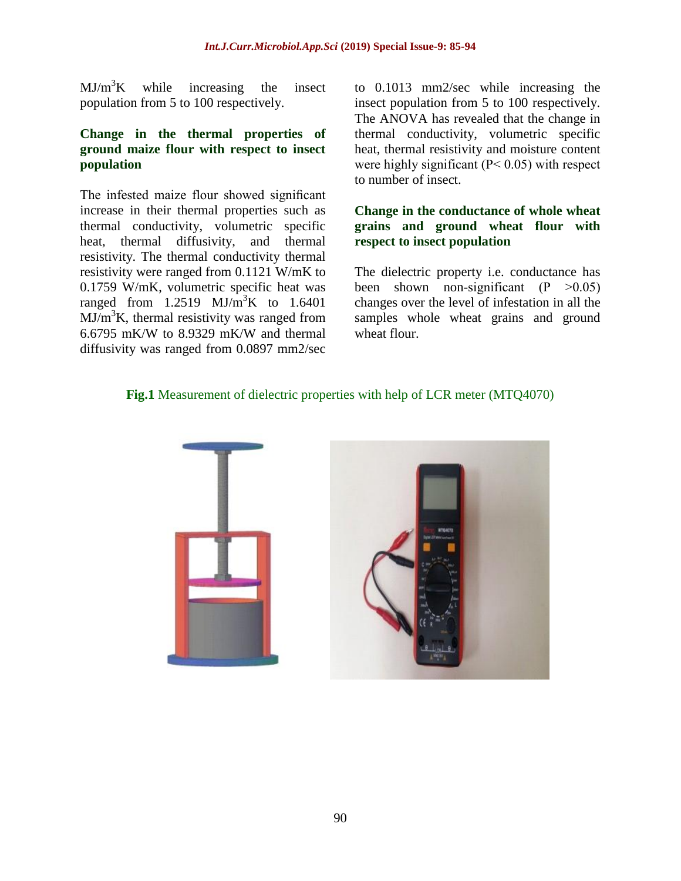$MJ/m^3K$ while increasing the insect population from 5 to 100 respectively.

### Change in the thermal properties of ground maize flour with respect to insect population

The infested maize flour showed significant increase in their thermal properties such as thermal conductivity, volumetric specific heat, thermal diffusivity, and thermal resistivity. The thermal conductivity thermal resistivity were ranged from 0.1121 W/mK to 0.1759 W/mK, volumetric specific heat was ranged from 1.2519 $MJ/m^3K$ to 1.6401 $MJ/m^3K$, thermal resistivity was ranged from 6.6795 mK/W to 8.9329 mK/W and thermal diffusivity was ranged from 0.0897 mm2/sec to 0.1013 mm2/sec while increasing the insect population from 5 to 100 respectively. The ANOVA has revealed that the change in thermal conductivity, volumetric specific heat, thermal resistivity and moisture content were highly significant ($P< 0.05$) with respect to number of insect.

### Change in the conductance of whole wheat grains and ground wheat flour with respect to insect population

The dielectric property i.e. conductance has been shown non-significant ($P >0.05$) changes over the level of infestation in all the samples whole wheat grains and ground wheat flour.

**Fig.1** Measurement of dielectric properties with help of LCR meter (MTQ4070)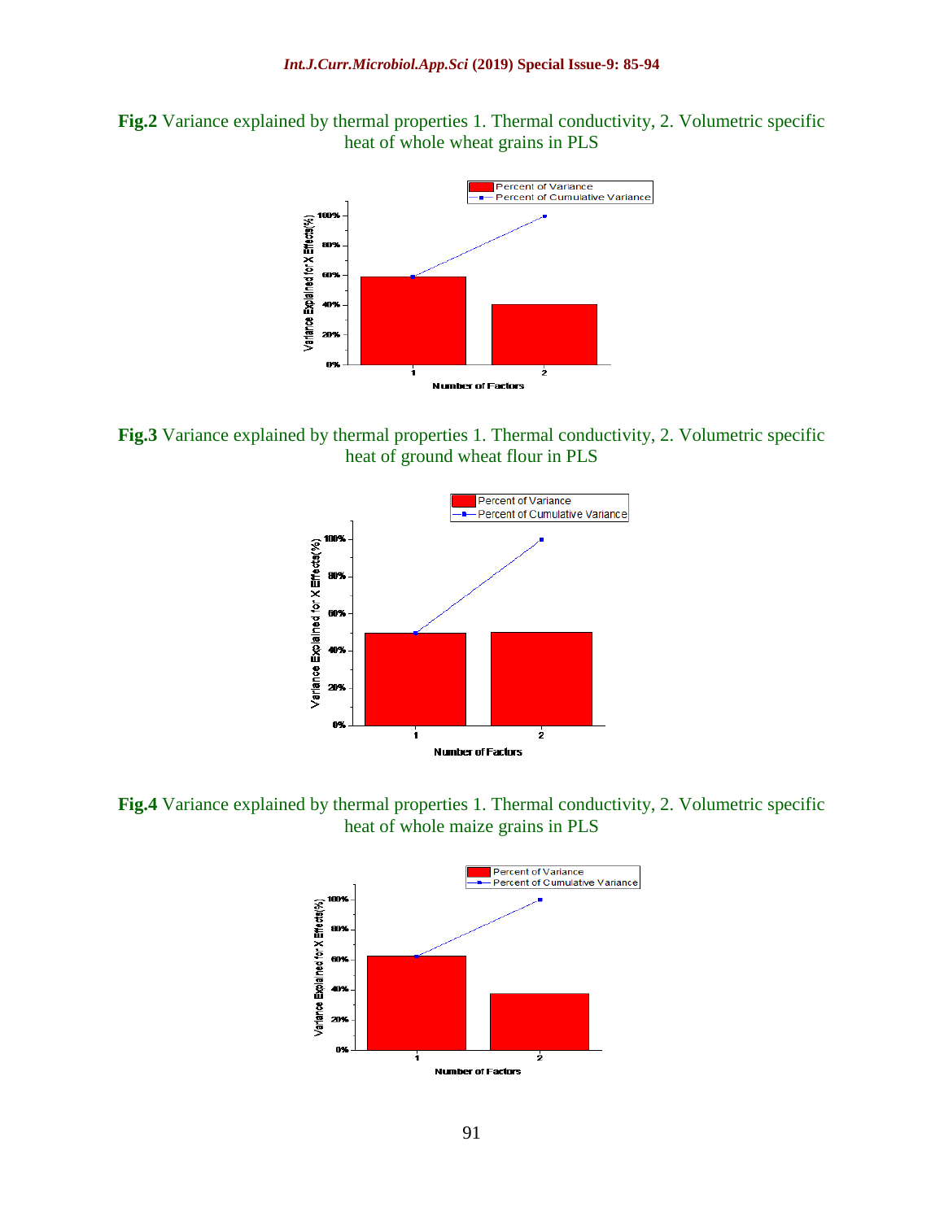**Fig.2** Variance explained by thermal properties 1. Thermal conductivity, 2. Volumetric specific heat of whole wheat grains in PLS

**Fig.3** Variance explained by thermal properties 1. Thermal conductivity, 2. Volumetric specific heat of ground wheat flour in PLS

**Fig.4** Variance explained by thermal properties 1. Thermal conductivity, 2. Volumetric specific heat of whole maize grains in PLS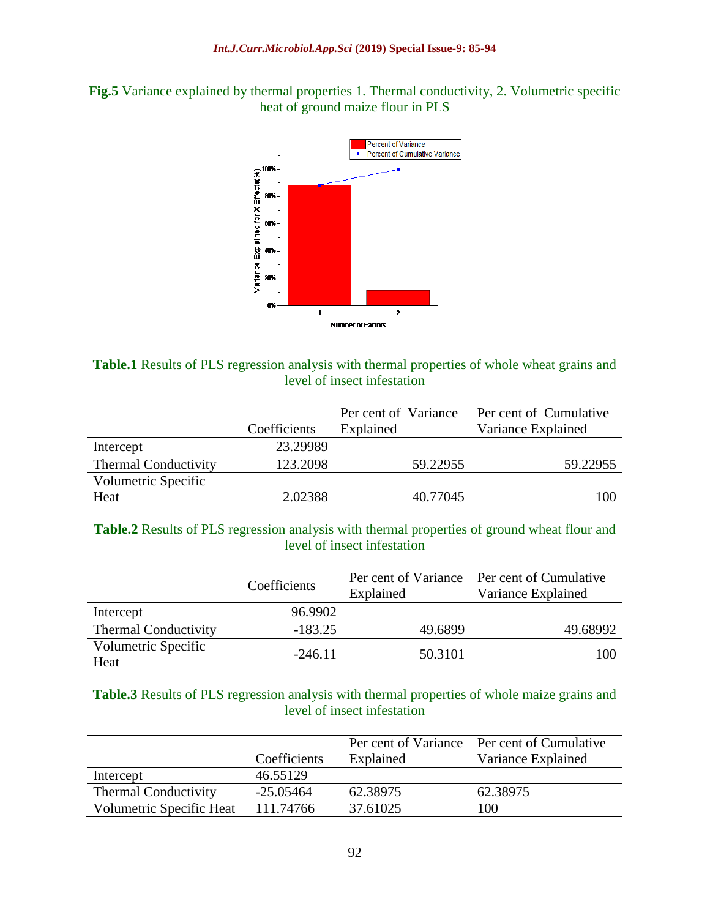**Fig.5** Variance explained by thermal properties 1. Thermal conductivity, 2. Volumetric specific heat of ground maize flour in PLS

**Table.1** Results of PLS regression analysis with thermal properties of whole wheat grains and level of insect infestation

| | Coefficients | Per cent of Variance Explained | Per cent of Cumulative Variance Explained |
|---|---|---|---|
| Intercept | 23.29989 | | |
| Thermal Conductivity | 123.2098 | 59.22955 | 59.22955 |
| Volumetric Specific Heat | 2.02388 | 40.77045 | 100 |

**Table.2** Results of PLS regression analysis with thermal properties of ground wheat flour and level of insect infestation

| | Coefficients | Per cent of Variance Explained | Per cent of Cumulative Variance Explained |
|---|---|---|---|
| Intercept | 96.9902 | | |
| Thermal Conductivity | -183.25 | 49.6899 | 49.68992 |
| Volumetric Specific Heat | -246.11 | 50.3101 | 100 |

**Table.3** Results of PLS regression analysis with thermal properties of whole maize grains and level of insect infestation

| | Coefficients | Per cent of Variance Explained | Per cent of Cumulative Variance Explained |
|---|---|---|---|
| Intercept | 46.55129 | | |
| Thermal Conductivity | -25.05464 | 62.38975 | 62.38975 |
| Volumetric Specific Heat | 111.74766 | 37.61025 | 100 |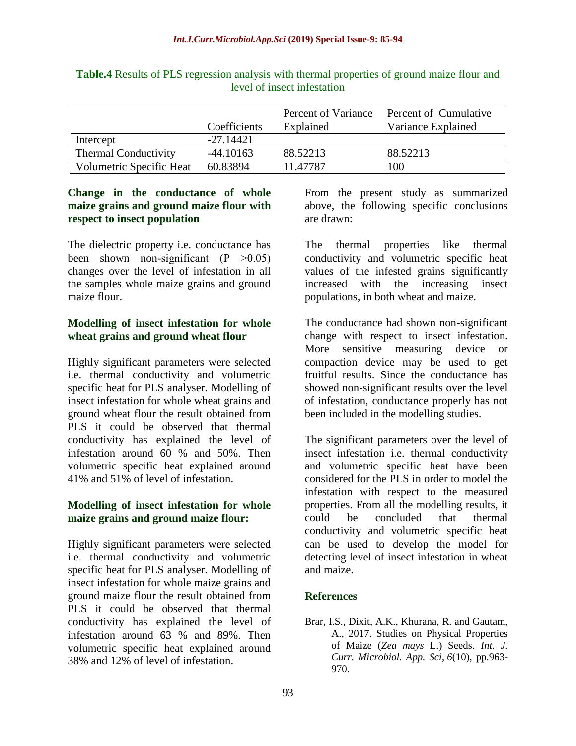**Table.4** Results of PLS regression analysis with thermal properties of ground maize flour and level of insect infestation

| | Coefficients | Percent of Variance Explained | Percent of Cumulative Variance Explained |
|---|---|---|---|
| Intercept | -27.14421 | | |
| Thermal Conductivity | -44.10163 | 88.52213 | 88.52213 |
| Volumetric Specific Heat | 60.83894 | 11.47787 | 100 |

### Change in the conductance of whole maize grains and ground maize flour with respect to insect population

The dielectric property i.e. conductance has been shown non-significant ($P > 0.05$) changes over the level of infestation in all the samples whole maize grains and ground maize flour.

### Modelling of insect infestation for whole wheat grains and ground wheat flour

Highly significant parameters were selected i.e. thermal conductivity and volumetric specific heat for PLS analyser. Modelling of insect infestation for whole wheat grains and ground wheat flour the result obtained from PLS it could be observed that thermal conductivity has explained the level of infestation around 60 % and 50%. Then volumetric specific heat explained around 41% and 51% of level of infestation.

### Modelling of insect infestation for whole maize grains and ground maize flour:

Highly significant parameters were selected i.e. thermal conductivity and volumetric specific heat for PLS analyser. Modelling of insect infestation for whole maize grains and ground maize flour the result obtained from PLS it could be observed that thermal conductivity has explained the level of infestation around 63 % and 89%. Then volumetric specific heat explained around 38% and 12% of level of infestation.

From the present study as summarized above, the following specific conclusions are drawn:

The thermal properties like thermal conductivity and volumetric specific heat values of the infested grains significantly increased with the increasing insect populations, in both wheat and maize.

The conductance had shown non-significant change with respect to insect infestation. More sensitive measuring device or compaction device may be used to get fruitful results. Since the conductance has showed non-significant results over the level of infestation, conductance properly has not been included in the modelling studies.

The significant parameters over the level of insect infestation i.e. thermal conductivity and volumetric specific heat have been considered for the PLS in order to model the infestation with respect to the measured properties. From all the modelling results, it could be concluded that thermal conductivity and volumetric specific heat can be used to develop the model for detecting level of insect infestation in wheat and maize.

## References

Brar, I.S., Dixit, A.K., Khurana, R. and Gautam, A., 2017. Studies on Physical Properties of Maize (*Zea mays* L.) Seeds. *Int. J. Curr. Microbiol. App. Sci*, *6*(10), pp.963-970.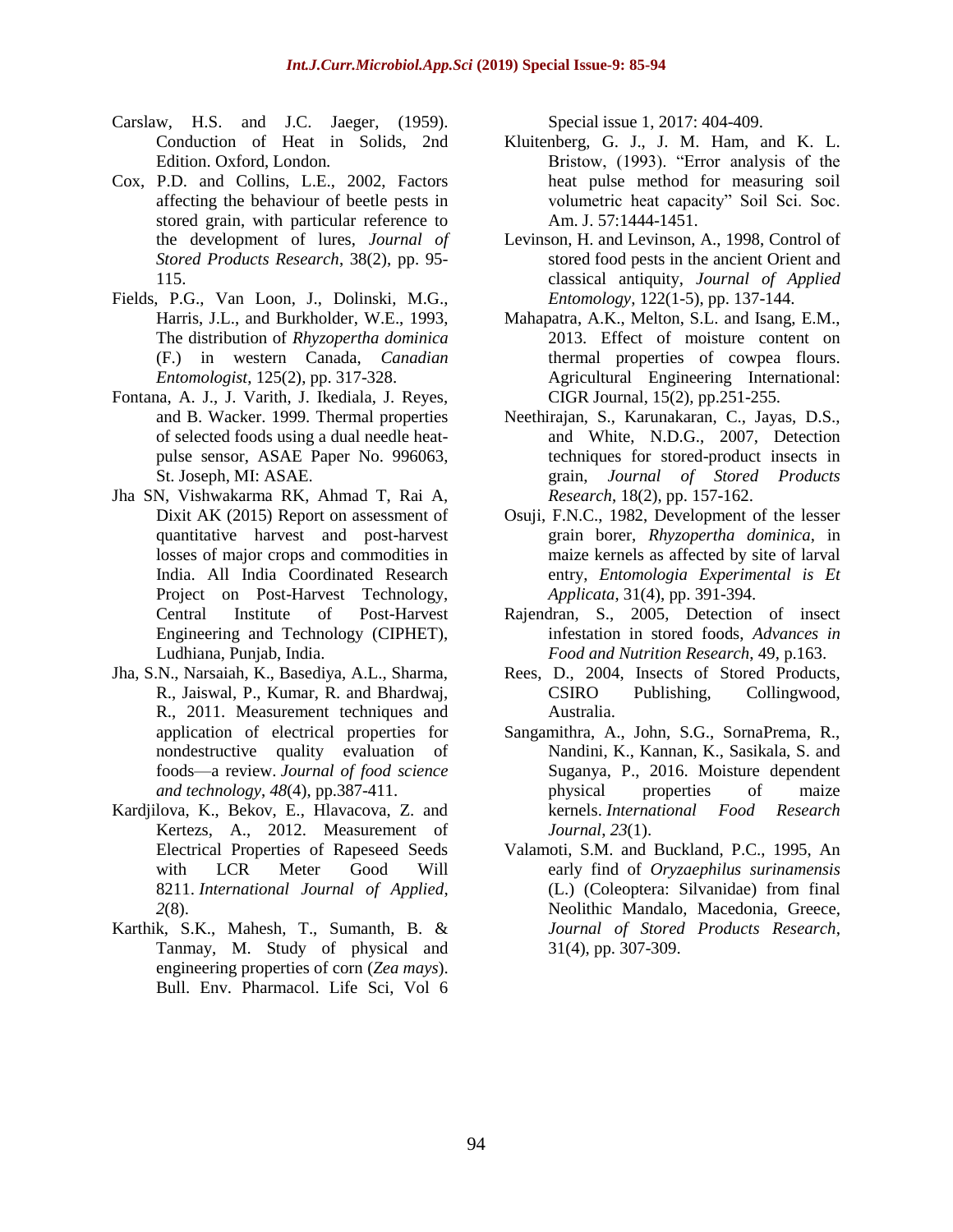Carslaw, H.S. and J.C. Jaeger, (1959). Conduction of Heat in Solids, 2nd Edition. Oxford, London.

Cox, P.D. and Collins, L.E., 2002, Factors affecting the behaviour of beetle pests in stored grain, with particular reference to the development of lures, *Journal of Stored Products Research*, 38(2), pp. 95-115.

Fields, P.G., Van Loon, J., Dolinski, M.G., Harris, J.L., and Burkholder, W.E., 1993, The distribution of *Rhyzopertha dominica* (F.) in western Canada, *Canadian Entomologist*, 125(2), pp. 317-328.

Fontana, A. J., J. Varith, J. Ikediala, J. Reyes, and B. Wacker. 1999. Thermal properties of selected foods using a dual needle heat-pulse sensor, ASAE Paper No. 996063, St. Joseph, MI: ASAE.

Jha SN, Vishwakarma RK, Ahmad T, Rai A, Dixit AK (2015) Report on assessment of quantitative harvest and post-harvest losses of major crops and commodities in India. All India Coordinated Research Project on Post-Harvest Technology, Central Institute of Post-Harvest Engineering and Technology (CIPHET), Ludhiana, Punjab, India.

Jha, S.N., Narsaiah, K., Basediya, A.L., Sharma, R., Jaiswal, P., Kumar, R. and Bhardwaj, R., 2011. Measurement techniques and application of electrical properties for nondestructive quality evaluation of foods—a review. *Journal of food science and technology*, *48*(4), pp.387-411.

Kardjilova, K., Bekov, E., Hlavacova, Z. and Kertezs, A., 2012. Measurement of Electrical Properties of Rapeseed Seeds with LCR Meter Good Will 8211. *International Journal of Applied*, *2*(8).

Karthik, S.K., Mahesh, T., Sumanth, B. & Tanmay, M. Study of physical and engineering properties of corn (*Zea mays*). Bull. Env. Pharmacol. Life Sci, Vol 6 Special issue 1, 2017: 404-409.

Kluitenberg, G. J., J. M. Ham, and K. L. Bristow, (1993). "Error analysis of the heat pulse method for measuring soil volumetric heat capacity" Soil Sci. Soc. Am. J. 57:1444-1451.

Levinson, H. and Levinson, A., 1998, Control of stored food pests in the ancient Orient and classical antiquity, *Journal of Applied Entomology*, 122(1-5), pp. 137-144.

Mahapatra, A.K., Melton, S.L. and Isang, E.M., 2013. Effect of moisture content on thermal properties of cowpea flours. Agricultural Engineering International: CIGR Journal, 15(2), pp.251-255.

Neethirajan, S., Karunakaran, C., Jayas, D.S., and White, N.D.G., 2007, Detection techniques for stored-product insects in grain, *Journal of Stored Products Research*, 18(2), pp. 157-162.

Osuji, F.N.C., 1982, Development of the lesser grain borer, *Rhyzopertha dominica*, in maize kernels as affected by site of larval entry, *Entomologia Experimental is Et Applicata*, 31(4), pp. 391-394.

Rajendran, S., 2005, Detection of insect infestation in stored foods, *Advances in Food and Nutrition Research*, 49, p.163.

Rees, D., 2004, Insects of Stored Products, CSIRO Publishing, Collingwood, Australia.

Sangamithra, A., John, S.G., SornaPrema, R., Nandini, K., Kannan, K., Sasikala, S. and Suganya, P., 2016. Moisture dependent physical properties of maize kernels. *International Food Research Journal*, *23*(1).

Valamoti, S.M. and Buckland, P.C., 1995, An early find of *Oryzaephilus surinamensis* (L.) (Coleoptera: Silvanidae) from final Neolithic Mandalo, Macedonia, Greece, *Journal of Stored Products Research*, 31(4), pp. 307-309.